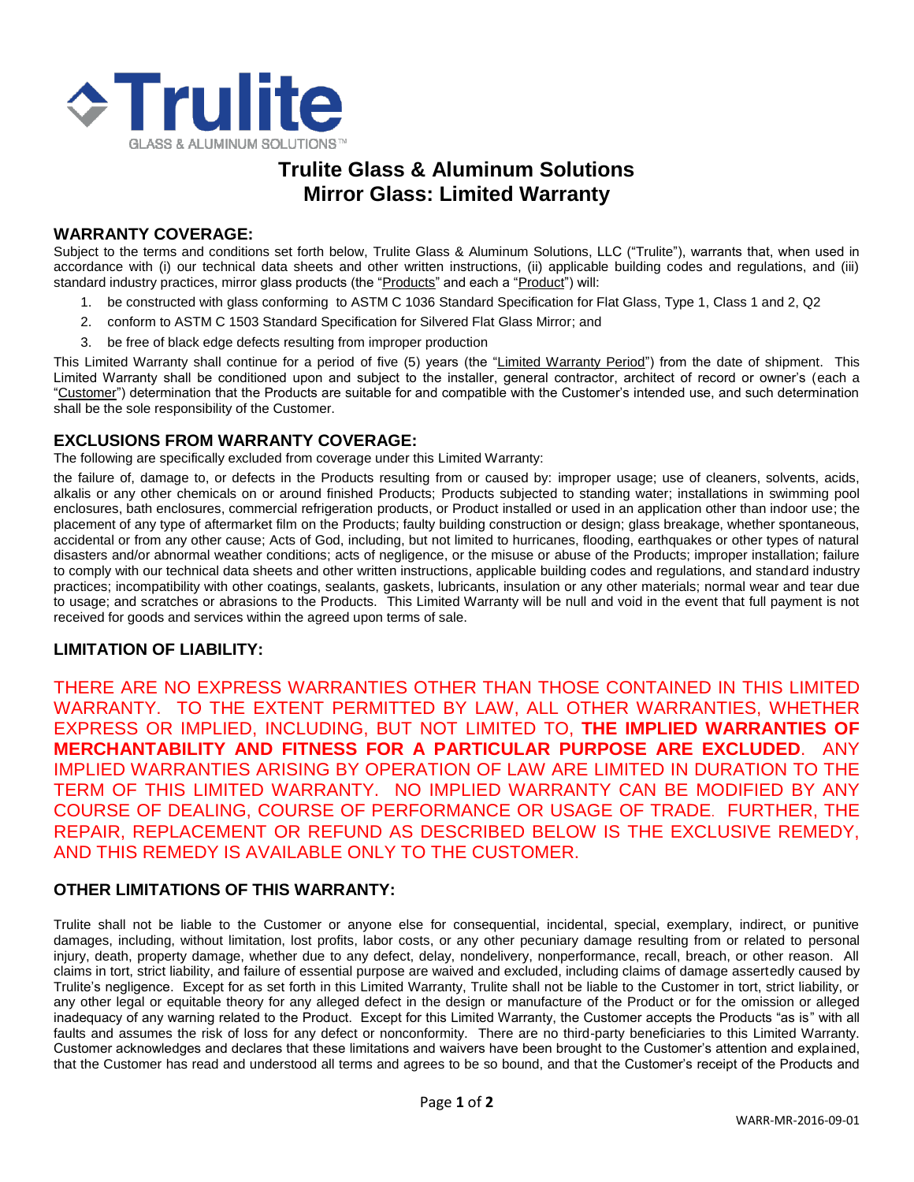Trulite

GLASS & ALUMINUM SOLUTIONS™

# Trulite Glass & Aluminum Solutions
# Mirror Glass: Limited Warranty

## WARRANTY COVERAGE:

Subject to the terms and conditions set forth below, Trulite Glass & Aluminum Solutions, LLC ("Trulite"), warrants that, when used in accordance with (i) our technical data sheets and other written instructions, (ii) applicable building codes and regulations, and (iii) standard industry practices, mirror glass products (the "Products" and each a "Product") will:

1. be constructed with glass conforming to ASTM C 1036 Standard Specification for Flat Glass, Type 1, Class 1 and 2, Q2
2. conform to ASTM C 1503 Standard Specification for Silvered Flat Glass Mirror; and
3. be free of black edge defects resulting from improper production

This Limited Warranty shall continue for a period of five (5) years (the "Limited Warranty Period") from the date of shipment. This Limited Warranty shall be conditioned upon and subject to the installer, general contractor, architect of record or owner's (each a "Customer") determination that the Products are suitable for and compatible with the Customer's intended use, and such determination shall be the sole responsibility of the Customer.

## EXCLUSIONS FROM WARRANTY COVERAGE:

The following are specifically excluded from coverage under this Limited Warranty:

the failure of, damage to, or defects in the Products resulting from or caused by: improper usage; use of cleaners, solvents, acids, alkalis or any other chemicals on or around finished Products; Products subjected to standing water; installations in swimming pool enclosures, bath enclosures, commercial refrigeration products, or Product installed or used in an application other than indoor use; the placement of any type of aftermarket film on the Products; faulty building construction or design; glass breakage, whether spontaneous, accidental or from any other cause; Acts of God, including, but not limited to hurricanes, flooding, earthquakes or other types of natural disasters and/or abnormal weather conditions; acts of negligence, or the misuse or abuse of the Products; improper installation; failure to comply with our technical data sheets and other written instructions, applicable building codes and regulations, and standard industry practices; incompatibility with other coatings, sealants, gaskets, lubricants, insulation or any other materials; normal wear and tear due to usage; and scratches or abrasions to the Products. This Limited Warranty will be null and void in the event that full payment is not received for goods and services within the agreed upon terms of sale.

## LIMITATION OF LIABILITY:

THERE ARE NO EXPRESS WARRANTIES OTHER THAN THOSE CONTAINED IN THIS LIMITED WARRANTY. TO THE EXTENT PERMITTED BY LAW, ALL OTHER WARRANTIES, WHETHER EXPRESS OR IMPLIED, INCLUDING, BUT NOT LIMITED TO, **THE IMPLIED WARRANTIES OF MERCHANTABILITY AND FITNESS FOR A PARTICULAR PURPOSE ARE EXCLUDED**. ANY IMPLIED WARRANTIES ARISING BY OPERATION OF LAW ARE LIMITED IN DURATION TO THE TERM OF THIS LIMITED WARRANTY. NO IMPLIED WARRANTY CAN BE MODIFIED BY ANY COURSE OF DEALING, COURSE OF PERFORMANCE OR USAGE OF TRADE. FURTHER, THE REPAIR, REPLACEMENT OR REFUND AS DESCRIBED BELOW IS THE EXCLUSIVE REMEDY, AND THIS REMEDY IS AVAILABLE ONLY TO THE CUSTOMER.

## OTHER LIMITATIONS OF THIS WARRANTY:

Trulite shall not be liable to the Customer or anyone else for consequential, incidental, special, exemplary, indirect, or punitive damages, including, without limitation, lost profits, labor costs, or any other pecuniary damage resulting from or related to personal injury, death, property damage, whether due to any defect, delay, nondelivery, nonperformance, recall, breach, or other reason. All claims in tort, strict liability, and failure of essential purpose are waived and excluded, including claims of damage assertedly caused by Trulite's negligence. Except for as set forth in this Limited Warranty, Trulite shall not be liable to the Customer in tort, strict liability, or any other legal or equitable theory for any alleged defect in the design or manufacture of the Product or for the omission or alleged inadequacy of any warning related to the Product. Except for this Limited Warranty, the Customer accepts the Products "as is" with all faults and assumes the risk of loss for any defect or nonconformity. There are no third-party beneficiaries to this Limited Warranty. Customer acknowledges and declares that these limitations and waivers have been brought to the Customer's attention and explained, that the Customer has read and understood all terms and agrees to be so bound, and that the Customer's receipt of the Products and

WARR-MR-2016-09-01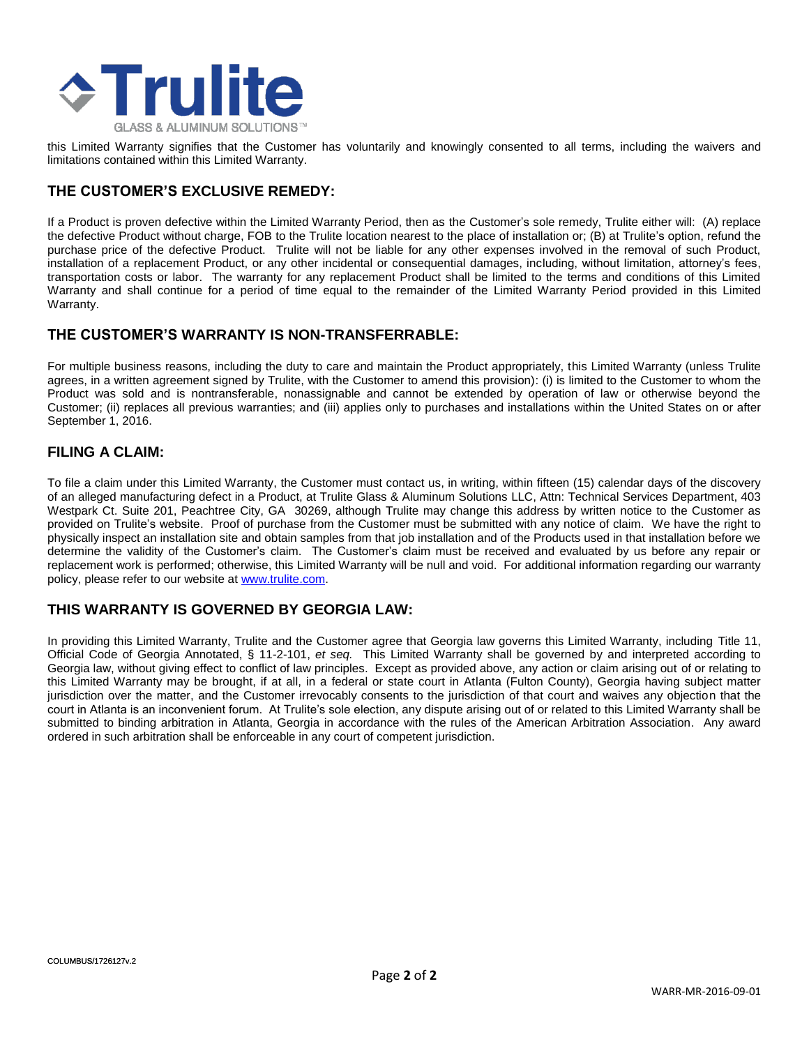this Limited Warranty signifies that the Customer has voluntarily and knowingly consented to all terms, including the waivers and limitations contained within this Limited Warranty.

## THE CUSTOMER'S EXCLUSIVE REMEDY:

If a Product is proven defective within the Limited Warranty Period, then as the Customer's sole remedy, Trulite either will: (A) replace the defective Product without charge, FOB to the Trulite location nearest to the place of installation or; (B) at Trulite's option, refund the purchase price of the defective Product. Trulite will not be liable for any other expenses involved in the removal of such Product, installation of a replacement Product, or any other incidental or consequential damages, including, without limitation, attorney's fees, transportation costs or labor. The warranty for any replacement Product shall be limited to the terms and conditions of this Limited Warranty and shall continue for a period of time equal to the remainder of the Limited Warranty Period provided in this Limited Warranty.

## THE CUSTOMER'S WARRANTY IS NON-TRANSFERRABLE:

For multiple business reasons, including the duty to care and maintain the Product appropriately, this Limited Warranty (unless Trulite agrees, in a written agreement signed by Trulite, with the Customer to amend this provision): (i) is limited to the Customer to whom the Product was sold and is nontransferable, nonassignable and cannot be extended by operation of law or otherwise beyond the Customer; (ii) replaces all previous warranties; and (iii) applies only to purchases and installations within the United States on or after September 1, 2016.

## FILING A CLAIM:

To file a claim under this Limited Warranty, the Customer must contact us, in writing, within fifteen (15) calendar days of the discovery of an alleged manufacturing defect in a Product, at Trulite Glass & Aluminum Solutions LLC, Attn: Technical Services Department, 403 Westpark Ct. Suite 201, Peachtree City, GA 30269, although Trulite may change this address by written notice to the Customer as provided on Trulite's website. Proof of purchase from the Customer must be submitted with any notice of claim. We have the right to physically inspect an installation site and obtain samples from that job installation and of the Products used in that installation before we determine the validity of the Customer's claim. The Customer's claim must be received and evaluated by us before any repair or replacement work is performed; otherwise, this Limited Warranty will be null and void. For additional information regarding our warranty policy, please refer to our website at www.trulite.com.

## THIS WARRANTY IS GOVERNED BY GEORGIA LAW:

In providing this Limited Warranty, Trulite and the Customer agree that Georgia law governs this Limited Warranty, including Title 11, Official Code of Georgia Annotated, § 11-2-101, *et seq.* This Limited Warranty shall be governed by and interpreted according to Georgia law, without giving effect to conflict of law principles. Except as provided above, any action or claim arising out of or relating to this Limited Warranty may be brought, if at all, in a federal or state court in Atlanta (Fulton County), Georgia having subject matter jurisdiction over the matter, and the Customer irrevocably consents to the jurisdiction of that court and waives any objection that the court in Atlanta is an inconvenient forum. At Trulite's sole election, any dispute arising out of or related to this Limited Warranty shall be submitted to binding arbitration in Atlanta, Georgia in accordance with the rules of the American Arbitration Association. Any award ordered in such arbitration shall be enforceable in any court of competent jurisdiction.

COLUMBUS/1726127v.2

WARR-MR-2016-09-01